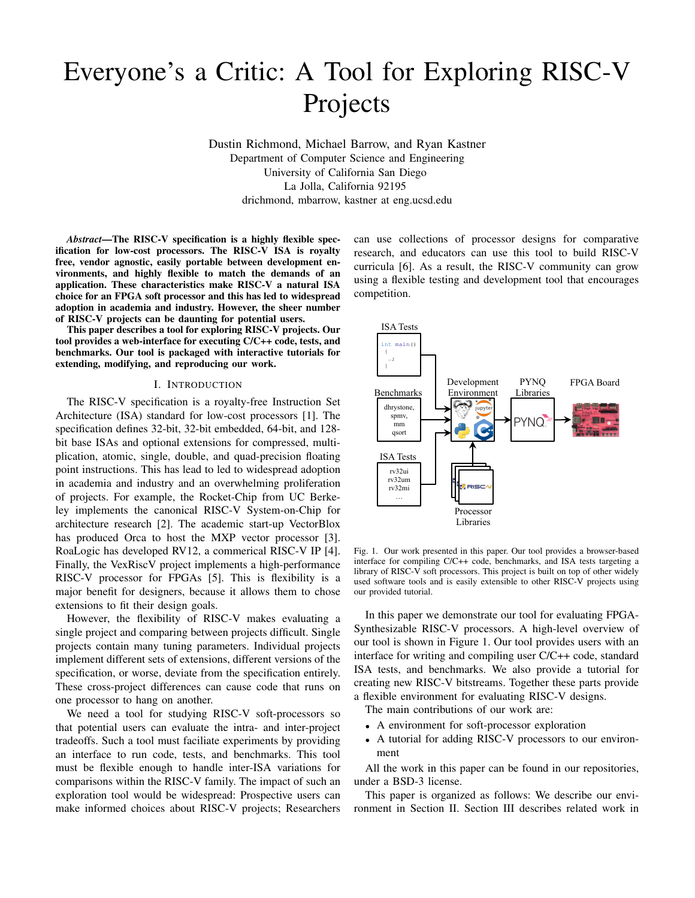# Everyone's a Critic: A Tool for Exploring RISC-V Projects

Dustin Richmond, Michael Barrow, and Ryan Kastner
Department of Computer Science and Engineering
University of California San Diego
La Jolla, California 92195
drichmond, mbarrow, kastner at eng.ucsd.edu

***Abstract*—The RISC-V specification is a highly flexible specification for low-cost processors. The RISC-V ISA is royalty free, vendor agnostic, easily portable between development environments, and highly flexible to match the demands of an application. These characteristics make RISC-V a natural ISA choice for an FPGA soft processor and this has led to widespread adoption in academia and industry. However, the sheer number of RISC-V projects can be daunting for potential users.**

**This paper describes a tool for exploring RISC-V projects. Our tool provides a web-interface for executing C/C++ code, tests, and benchmarks. Our tool is packaged with interactive tutorials for extending, modifying, and reproducing our work.**

## I. Introduction

The RISC-V specification is a royalty-free Instruction Set Architecture (ISA) standard for low-cost processors [1]. The specification defines 32-bit, 32-bit embedded, 64-bit, and 128-bit base ISAs and optional extensions for compressed, multiplication, atomic, single, double, and quad-precision floating point instructions. This has lead to led to widespread adoption in academia and industry and an overwhelming proliferation of projects. For example, the Rocket-Chip from UC Berkeley implements the canonical RISC-V System-on-Chip for architecture research [2]. The academic start-up VectorBlox has produced Orca to host the MXP vector processor [3]. RoaLogic has developed RV12, a commerical RISC-V IP [4]. Finally, the VexRiscV project implements a high-performance RISC-V processor for FPGAs [5]. This is flexibility is a major benefit for designers, because it allows them to chose extensions to fit their design goals.

However, the flexibility of RISC-V makes evaluating a single project and comparing between projects difficult. Single projects contain many tuning parameters. Individual projects implement different sets of extensions, different versions of the specification, or worse, deviate from the specification entirely. These cross-project differences can cause code that runs on one processor to hang on another.

We need a tool for studying RISC-V soft-processors so that potential users can evaluate the intra- and inter-project tradeoffs. Such a tool must faciliate experiments by providing an interface to run code, tests, and benchmarks. This tool must be flexible enough to handle inter-ISA variations for comparisons within the RISC-V family. The impact of such an exploration tool would be widespread: Prospective users can make informed choices about RISC-V projects; Researchers can use collections of processor designs for comparative research, and educators can use this tool to build RISC-V curricula [6]. As a result, the RISC-V community can grow using a flexible testing and development tool that encourages competition.

Fig. 1. Our work presented in this paper. Our tool provides a browser-based interface for compiling C/C++ code, benchmarks, and ISA tests targeting a library of RISC-V soft processors. This project is built on top of other widely used software tools and is easily extensible to other RISC-V projects using our provided tutorial.

In this paper we demonstrate our tool for evaluating FPGA-Synthesizable RISC-V processors. A high-level overview of our tool is shown in Figure 1. Our tool provides users with an interface for writing and compiling user C/C++ code, standard ISA tests, and benchmarks. We also provide a tutorial for creating new RISC-V bitstreams. Together these parts provide a flexible environment for evaluating RISC-V designs.

The main contributions of our work are:

- A environment for soft-processor exploration
- A tutorial for adding RISC-V processors to our environment

All the work in this paper can be found in our repositories, under a BSD-3 license.

This paper is organized as follows: We describe our environment in Section II. Section III describes related work in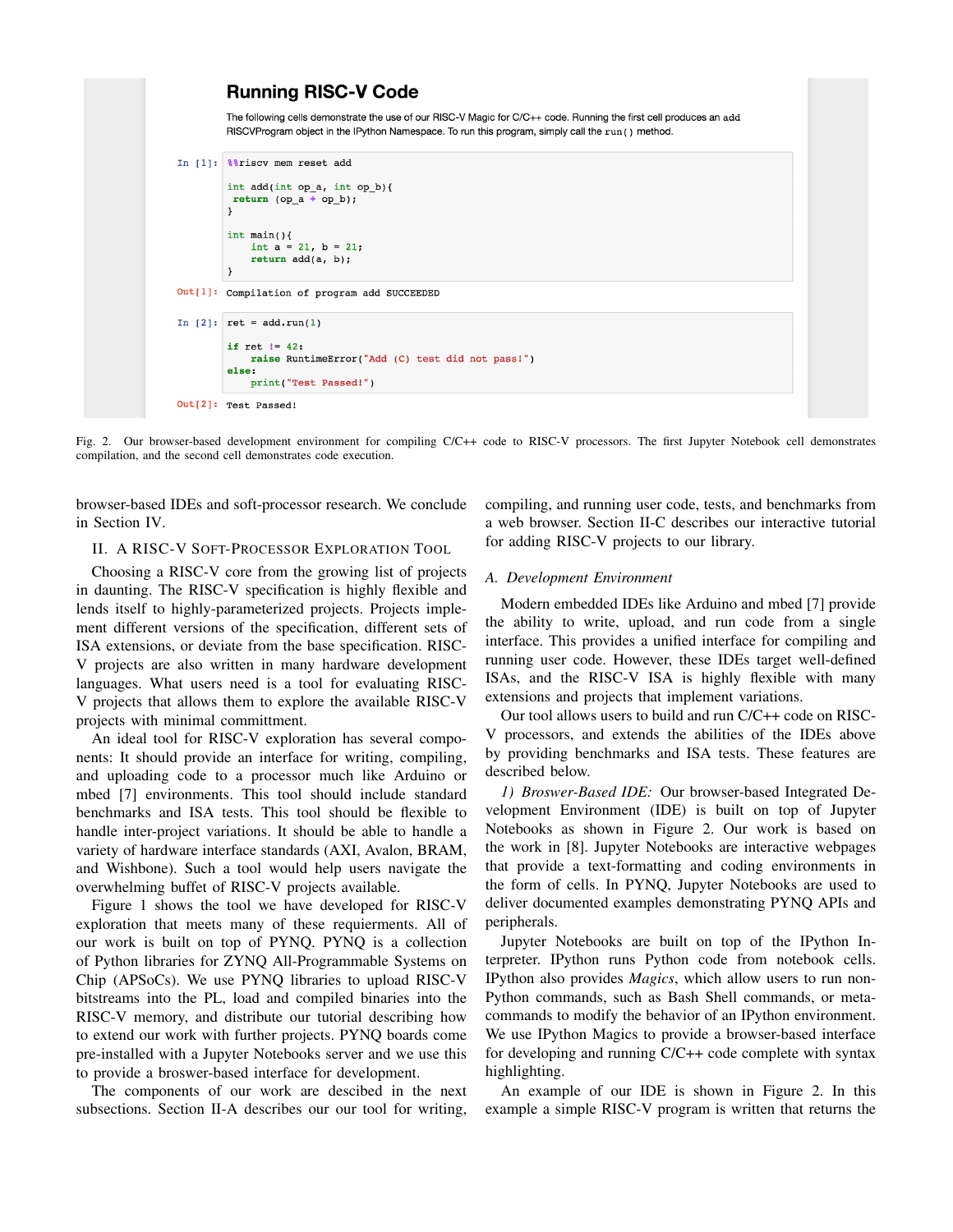## Running RISC-V Code

The following cells demonstrate the use of our RISC-V Magic for C/C++ code. Running the first cell produces an add RISCVProgram object in the IPython Namespace. To run this program, simply call the run() method.

In [1]:
```
%%riscv mem reset add

int add(int op_a, int op_b){
 return (op_a + op_b);
}

int main(){
    int a = 21, b = 21;
    return add(a, b);
}
```

Out[1]: Compilation of program add SUCCEEDED

In [2]:
```
ret = add.run(1)

if ret != 42:
    raise RuntimeError("Add (C) test did not pass!")
else:
    print("Test Passed!")
```

Out[2]: Test Passed!

Fig. 2. Our browser-based development environment for compiling C/C++ code to RISC-V processors. The first Jupyter Notebook cell demonstrates compilation, and the second cell demonstrates code execution.

browser-based IDEs and soft-processor research. We conclude in Section IV.

## II. A RISC-V Soft-Processor Exploration Tool

Choosing a RISC-V core from the growing list of projects in daunting. The RISC-V specification is highly flexible and lends itself to highly-parameterized projects. Projects implement different versions of the specification, different sets of ISA extensions, or deviate from the base specification. RISC-V projects are also written in many hardware development languages. What users need is a tool for evaluating RISC-V projects that allows them to explore the available RISC-V projects with minimal committment.

An ideal tool for RISC-V exploration has several components: It should provide an interface for writing, compiling, and uploading code to a processor much like Arduino or mbed [7] environments. This tool should include standard benchmarks and ISA tests. This tool should be flexible to handle inter-project variations. It should be able to handle a variety of hardware interface standards (AXI, Avalon, BRAM, and Wishbone). Such a tool would help users navigate the overwhelming buffet of RISC-V projects available.

Figure 1 shows the tool we have developed for RISC-V exploration that meets many of these requierments. All of our work is built on top of PYNQ. PYNQ is a collection of Python libraries for ZYNQ All-Programmable Systems on Chip (APSoCs). We use PYNQ libraries to upload RISC-V bitstreams into the PL, load and compiled binaries into the RISC-V memory, and distribute our tutorial describing how to extend our work with further projects. PYNQ boards come pre-installed with a Jupyter Notebooks server and we use this to provide a broswer-based interface for development.

The components of our work are descibed in the next subsections. Section II-A describes our our tool for writing, compiling, and running user code, tests, and benchmarks from a web browser. Section II-C describes our interactive tutorial for adding RISC-V projects to our library.

### A. Development Environment

Modern embedded IDEs like Arduino and mbed [7] provide the ability to write, upload, and run code from a single interface. This provides a unified interface for compiling and running user code. However, these IDEs target well-defined ISAs, and the RISC-V ISA is highly flexible with many extensions and projects that implement variations.

Our tool allows users to build and run C/C++ code on RISC-V processors, and extends the abilities of the IDEs above by providing benchmarks and ISA tests. These features are described below.

*1) Broswer-Based IDE:* Our browser-based Integrated Development Environment (IDE) is built on top of Jupyter Notebooks as shown in Figure 2. Our work is based on the work in [8]. Jupyter Notebooks are interactive webpages that provide a text-formatting and coding environments in the form of cells. In PYNQ, Jupyter Notebooks are used to deliver documented examples demonstrating PYNQ APIs and peripherals.

Jupyter Notebooks are built on top of the IPython Interpreter. IPython runs Python code from notebook cells. IPython also provides *Magics*, which allow users to run non-Python commands, such as Bash Shell commands, or meta-commands to modify the behavior of an IPython environment. We use IPython Magics to provide a browser-based interface for developing and running C/C++ code complete with syntax highlighting.

An example of our IDE is shown in Figure 2. In this example a simple RISC-V program is written that returns the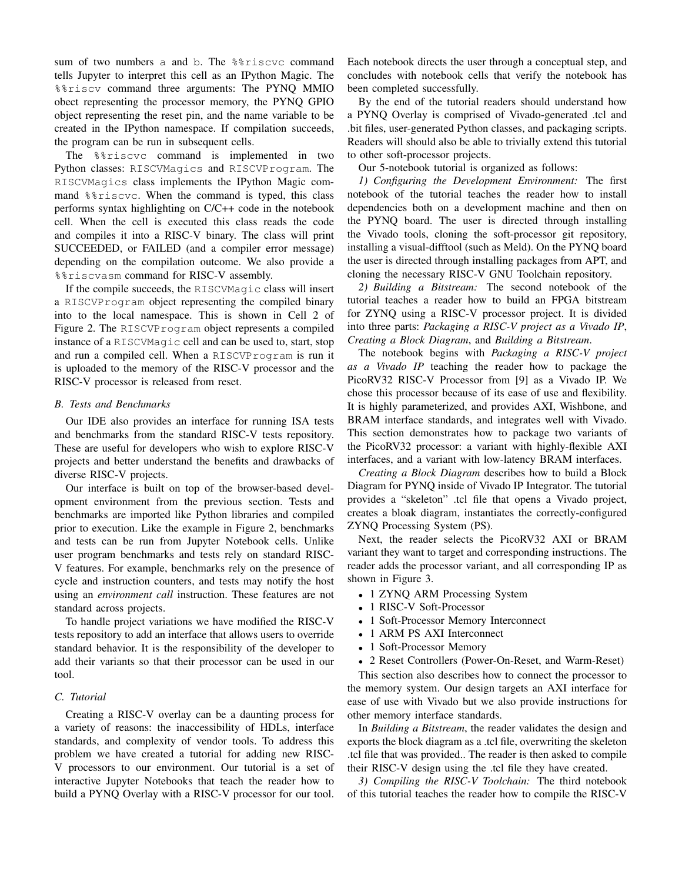sum of two numbers a and b. The %%riscvc command tells Jupyter to interpret this cell as an IPython Magic. The %%riscv command three arguments: The PYNQ MMIO obect representing the processor memory, the PYNQ GPIO object representing the reset pin, and the name variable to be created in the IPython namespace. If compilation succeeds, the program can be run in subsequent cells.

The %%riscvc command is implemented in two Python classes: RISCVMagics and RISCVProgram. The RISCVMagics class implements the IPython Magic command %%riscvc. When the command is typed, this class performs syntax highlighting on C/C++ code in the notebook cell. When the cell is executed this class reads the code and compiles it into a RISC-V binary. The class will print SUCCEEDED, or FAILED (and a compiler error message) depending on the compilation outcome. We also provide a %%riscvasm command for RISC-V assembly.

If the compile succeeds, the RISCVMagic class will insert a RISCVProgram object representing the compiled binary into to the local namespace. This is shown in Cell 2 of Figure 2. The RISCVProgram object represents a compiled instance of a RISCVMagic cell and can be used to, start, stop and run a compiled cell. When a RISCVProgram is run it is uploaded to the memory of the RISC-V processor and the RISC-V processor is released from reset.

### B. Tests and Benchmarks

Our IDE also provides an interface for running ISA tests and benchmarks from the standard RISC-V tests repository. These are useful for developers who wish to explore RISC-V projects and better understand the benefits and drawbacks of diverse RISC-V projects.

Our interface is built on top of the browser-based development environment from the previous section. Tests and benchmarks are imported like Python libraries and compiled prior to execution. Like the example in Figure 2, benchmarks and tests can be run from Jupyter Notebook cells. Unlike user program benchmarks and tests rely on standard RISC-V features. For example, benchmarks rely on the presence of cycle and instruction counters, and tests may notify the host using an *environment call* instruction. These features are not standard across projects.

To handle project variations we have modified the RISC-V tests repository to add an interface that allows users to override standard behavior. It is the responsibility of the developer to add their variants so that their processor can be used in our tool.

### C. Tutorial

Creating a RISC-V overlay can be a daunting process for a variety of reasons: the inaccessibility of HDLs, interface standards, and complexity of vendor tools. To address this problem we have created a tutorial for adding new RISC-V processors to our environment. Our tutorial is a set of interactive Jupyter Notebooks that teach the reader how to build a PYNQ Overlay with a RISC-V processor for our tool. Each notebook directs the user through a conceptual step, and concludes with notebook cells that verify the notebook has been completed successfully.

By the end of the tutorial readers should understand how a PYNQ Overlay is comprised of Vivado-generated .tcl and .bit files, user-generated Python classes, and packaging scripts. Readers will should also be able to trivially extend this tutorial to other soft-processor projects.

Our 5-notebook tutorial is organized as follows:

*1) Configuring the Development Environment:* The first notebook of the tutorial teaches the reader how to install dependencies both on a development machine and then on the PYNQ board. The user is directed through installing the Vivado tools, cloning the soft-processor git repository, installing a visual-difftool (such as Meld). On the PYNQ board the user is directed through installing packages from APT, and cloning the necessary RISC-V GNU Toolchain repository.

*2) Building a Bitstream:* The second notebook of the tutorial teaches a reader how to build an FPGA bitstream for ZYNQ using a RISC-V processor project. It is divided into three parts: *Packaging a RISC-V project as a Vivado IP*, *Creating a Block Diagram*, and *Building a Bitstream*.

The notebook begins with *Packaging a RISC-V project as a Vivado IP* teaching the reader how to package the PicoRV32 RISC-V Processor from [9] as a Vivado IP. We chose this processor because of its ease of use and flexibility. It is highly parameterized, and provides AXI, Wishbone, and BRAM interface standards, and integrates well with Vivado. This section demonstrates how to package two variants of the PicoRV32 processor: a variant with highly-flexible AXI interfaces, and a variant with low-latency BRAM interfaces.

*Creating a Block Diagram* describes how to build a Block Diagram for PYNQ inside of Vivado IP Integrator. The tutorial provides a "skeleton" .tcl file that opens a Vivado project, creates a bloak diagram, instantiates the correctly-configured ZYNQ Processing System (PS).

Next, the reader selects the PicoRV32 AXI or BRAM variant they want to target and corresponding instructions. The reader adds the processor variant, and all corresponding IP as shown in Figure 3.

- 1 ZYNQ ARM Processing System
- 1 RISC-V Soft-Processor
- 1 Soft-Processor Memory Interconnect
- 1 ARM PS AXI Interconnect
- 1 Soft-Processor Memory
- 2 Reset Controllers (Power-On-Reset, and Warm-Reset)

This section also describes how to connect the processor to the memory system. Our design targets an AXI interface for ease of use with Vivado but we also provide instructions for other memory interface standards.

In *Building a Bitstream*, the reader validates the design and exports the block diagram as a .tcl file, overwriting the skeleton .tcl file that was provided.. The reader is then asked to compile their RISC-V design using the .tcl file they have created.

*3) Compiling the RISC-V Toolchain:* The third notebook of this tutorial teaches the reader how to compile the RISC-V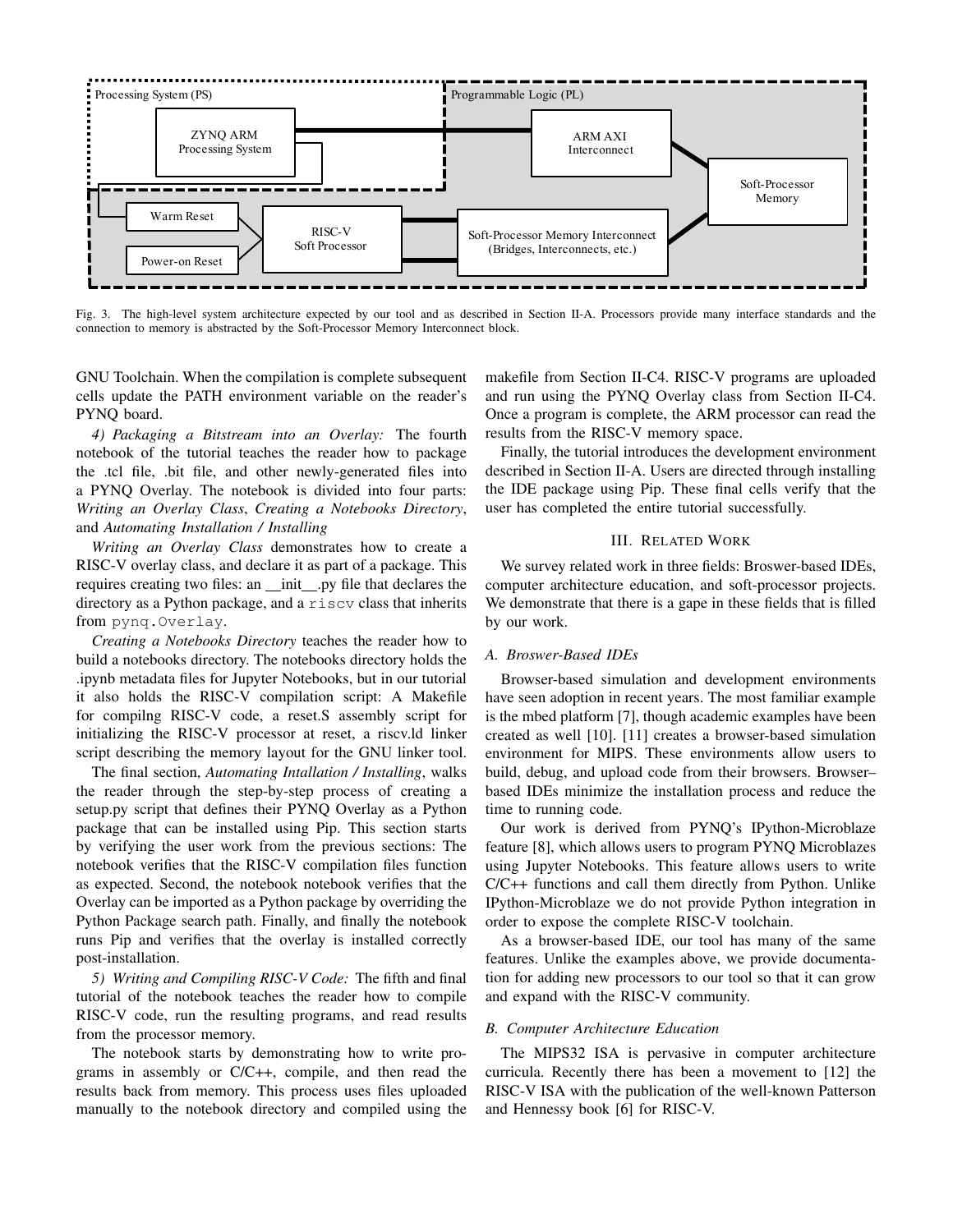Fig. 3. The high-level system architecture expected by our tool and as described in Section II-A. Processors provide many interface standards and the connection to memory is abstracted by the Soft-Processor Memory Interconnect block.

GNU Toolchain. When the compilation is complete subsequent cells update the PATH environment variable on the reader's PYNQ board.

*4) Packaging a Bitstream into an Overlay:* The fourth notebook of the tutorial teaches the reader how to package the .tcl file, .bit file, and other newly-generated files into a PYNQ Overlay. The notebook is divided into four parts: *Writing an Overlay Class*, *Creating a Notebooks Directory*, and *Automating Installation / Installing*

*Writing an Overlay Class* demonstrates how to create a RISC-V overlay class, and declare it as part of a package. This requires creating two files: an __init__.py file that declares the directory as a Python package, and a `riscv` class that inherits from `pynq.Overlay`.

*Creating a Notebooks Directory* teaches the reader how to build a notebooks directory. The notebooks directory holds the .ipynb metadata files for Jupyter Notebooks, but in our tutorial it also holds the RISC-V compilation script: A Makefile for compilng RISC-V code, a reset.S assembly script for initializing the RISC-V processor at reset, a riscv.ld linker script describing the memory layout for the GNU linker tool.

The final section, *Automating Intallation / Installing*, walks the reader through the step-by-step process of creating a setup.py script that defines their PYNQ Overlay as a Python package that can be installed using Pip. This section starts by verifying the user work from the previous sections: The notebook verifies that the RISC-V compilation files function as expected. Second, the notebook notebook verifies that the Overlay can be imported as a Python package by overriding the Python Package search path. Finally, and finally the notebook runs Pip and verifies that the overlay is installed correctly post-installation.

*5) Writing and Compiling RISC-V Code:* The fifth and final tutorial of the notebook teaches the reader how to compile RISC-V code, run the resulting programs, and read results from the processor memory.

The notebook starts by demonstrating how to write programs in assembly or C/C++, compile, and then read the results back from memory. This process uses files uploaded manually to the notebook directory and compiled using the makefile from Section II-C4. RISC-V programs are uploaded and run using the PYNQ Overlay class from Section II-C4. Once a program is complete, the ARM processor can read the results from the RISC-V memory space.

Finally, the tutorial introduces the development environment described in Section II-A. Users are directed through installing the IDE package using Pip. These final cells verify that the user has completed the entire tutorial successfully.

## III. Related Work

We survey related work in three fields: Broswer-based IDEs, computer architecture education, and soft-processor projects. We demonstrate that there is a gape in these fields that is filled by our work.

### A. Broswer-Based IDEs

Browser-based simulation and development environments have seen adoption in recent years. The most familiar example is the mbed platform [7], though academic examples have been created as well [10]. [11] creates a browser-based simulation environment for MIPS. These environments allow users to build, debug, and upload code from their browsers. Browser–based IDEs minimize the installation process and reduce the time to running code.

Our work is derived from PYNQ's IPython-Microblaze feature [8], which allows users to program PYNQ Microblazes using Jupyter Notebooks. This feature allows users to write C/C++ functions and call them directly from Python. Unlike IPython-Microblaze we do not provide Python integration in order to expose the complete RISC-V toolchain.

As a browser-based IDE, our tool has many of the same features. Unlike the examples above, we provide documentation for adding new processors to our tool so that it can grow and expand with the RISC-V community.

### B. Computer Architecture Education

The MIPS32 ISA is pervasive in computer architecture curricula. Recently there has been a movement to [12] the RISC-V ISA with the publication of the well-known Patterson and Hennessy book [6] for RISC-V.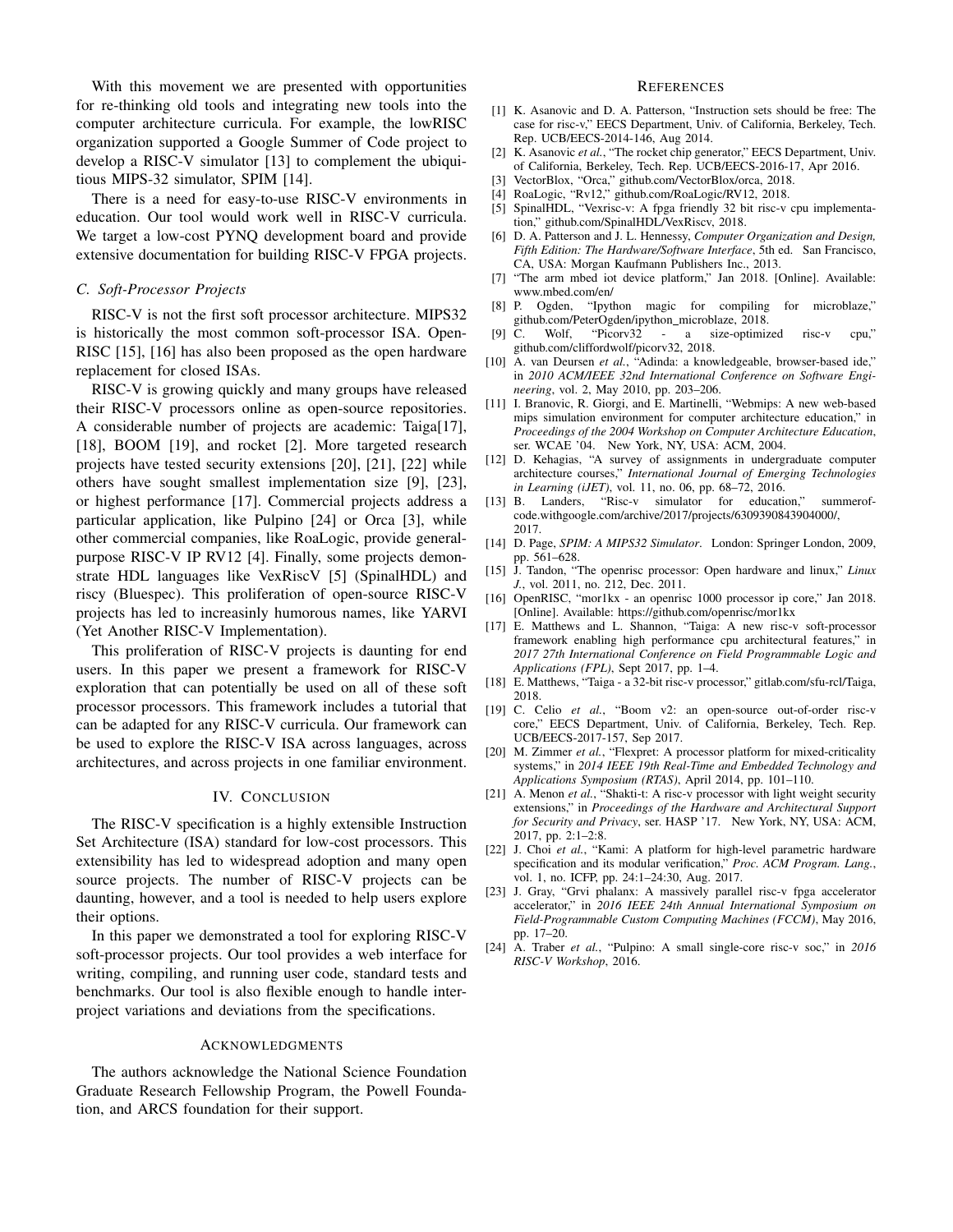With this movement we are presented with opportunities for re-thinking old tools and integrating new tools into the computer architecture curricula. For example, the lowRISC organization supported a Google Summer of Code project to develop a RISC-V simulator [13] to complement the ubiquitious MIPS-32 simulator, SPIM [14].

There is a need for easy-to-use RISC-V environments in education. Our tool would work well in RISC-V curricula. We target a low-cost PYNQ development board and provide extensive documentation for building RISC-V FPGA projects.

### *C. Soft-Processor Projects*

RISC-V is not the first soft processor architecture. MIPS32 is historically the most common soft-processor ISA. OpenRISC [15], [16] has also been proposed as the open hardware replacement for closed ISAs.

RISC-V is growing quickly and many groups have released their RISC-V processors online as open-source repositories. A considerable number of projects are academic: Taiga[17], [18], BOOM [19], and rocket [2]. More targeted research projects have tested security extensions [20], [21], [22] while others have sought smallest implementation size [9], [23], or highest performance [17]. Commercial projects address a particular application, like Pulpino [24] or Orca [3], while other commercial companies, like RoaLogic, provide general-purpose RISC-V IP RV12 [4]. Finally, some projects demonstrate HDL languages like VexRiscV [5] (SpinalHDL) and riscy (Bluespec). This proliferation of open-source RISC-V projects has led to increasinly humorous names, like YARVI (Yet Another RISC-V Implementation).

This proliferation of RISC-V projects is daunting for end users. In this paper we present a framework for RISC-V exploration that can potentially be used on all of these soft processor processors. This framework includes a tutorial that can be adapted for any RISC-V curricula. Our framework can be used to explore the RISC-V ISA across languages, across architectures, and across projects in one familiar environment.

## IV. Conclusion

The RISC-V specification is a highly extensible Instruction Set Architecture (ISA) standard for low-cost processors. This extensibility has led to widespread adoption and many open source projects. The number of RISC-V projects can be daunting, however, and a tool is needed to help users explore their options.

In this paper we demonstrated a tool for exploring RISC-V soft-processor projects. Our tool provides a web interface for writing, compiling, and running user code, standard tests and benchmarks. Our tool is also flexible enough to handle inter-project variations and deviations from the specifications.

## Acknowledgments

The authors acknowledge the National Science Foundation Graduate Research Fellowship Program, the Powell Foundation, and ARCS foundation for their support.

## References

[1] K. Asanovic and D. A. Patterson, "Instruction sets should be free: The case for risc-v," EECS Department, Univ. of California, Berkeley, Tech. Rep. UCB/EECS-2014-146, Aug 2014.

[2] K. Asanovic *et al.*, "The rocket chip generator," EECS Department, Univ. of California, Berkeley, Tech. Rep. UCB/EECS-2016-17, Apr 2016.

[3] VectorBlox, "Orca," github.com/VectorBlox/orca, 2018.

[4] RoaLogic, "Rv12," github.com/RoaLogic/RV12, 2018.

[5] SpinalHDL, "Vexrisc-v: A fpga friendly 32 bit risc-v cpu implementation," github.com/SpinalHDL/VexRiscv, 2018.

[6] D. A. Patterson and J. L. Hennessy, *Computer Organization and Design, Fifth Edition: The Hardware/Software Interface*, 5th ed. San Francisco, CA, USA: Morgan Kaufmann Publishers Inc., 2013.

[7] "The arm mbed iot device platform," Jan 2018. [Online]. Available: www.mbed.com/en/

[8] P. Ogden, "Ipython magic for compiling for microblaze," github.com/PeterOgden/ipython_microblaze, 2018.

[9] C. Wolf, "Picorv32 - a size-optimized risc-v cpu," github.com/cliffordwolf/picorv32, 2018.

[10] A. van Deursen *et al.*, "Adinda: a knowledgeable, browser-based ide," in *2010 ACM/IEEE 32nd International Conference on Software Engineering*, vol. 2, May 2010, pp. 203–206.

[11] I. Branovic, R. Giorgi, and E. Martinelli, "Webmips: A new web-based mips simulation environment for computer architecture education," in *Proceedings of the 2004 Workshop on Computer Architecture Education*, ser. WCAE '04. New York, NY, USA: ACM, 2004.

[12] D. Kehagias, "A survey of assignments in undergraduate computer architecture courses," *International Journal of Emerging Technologies in Learning (iJET)*, vol. 11, no. 06, pp. 68–72, 2016.

[13] B. Landers, "Risc-v simulator for education," summerofcode.withgoogle.com/archive/2017/projects/6309390843904000/, 2017.

[14] D. Page, *SPIM: A MIPS32 Simulator*. London: Springer London, 2009, pp. 561–628.

[15] J. Tandon, "The openrisc processor: Open hardware and linux," *Linux J.*, vol. 2011, no. 212, Dec. 2011.

[16] OpenRISC, "mor1kx - an openrisc 1000 processor ip core," Jan 2018. [Online]. Available: https://github.com/openrisc/mor1kx

[17] E. Matthews and L. Shannon, "Taiga: A new risc-v soft-processor framework enabling high performance cpu architectural features," in *2017 27th International Conference on Field Programmable Logic and Applications (FPL)*, Sept 2017, pp. 1–4.

[18] E. Matthews, "Taiga - a 32-bit risc-v processor," gitlab.com/sfu-rcl/Taiga, 2018.

[19] C. Celio *et al.*, "Boom v2: an open-source out-of-order risc-v core," EECS Department, Univ. of California, Berkeley, Tech. Rep. UCB/EECS-2017-157, Sep 2017.

[20] M. Zimmer *et al.*, "Flexpret: A processor platform for mixed-criticality systems," in *2014 IEEE 19th Real-Time and Embedded Technology and Applications Symposium (RTAS)*, April 2014, pp. 101–110.

[21] A. Menon *et al.*, "Shakti-t: A risc-v processor with light weight security extensions," in *Proceedings of the Hardware and Architectural Support for Security and Privacy*, ser. HASP '17. New York, NY, USA: ACM, 2017, pp. 2:1–2:8.

[22] J. Choi *et al.*, "Kami: A platform for high-level parametric hardware specification and its modular verification," *Proc. ACM Program. Lang.*, vol. 1, no. ICFP, pp. 24:1–24:30, Aug. 2017.

[23] J. Gray, "Grvi phalanx: A massively parallel risc-v fpga accelerator accelerator," in *2016 IEEE 24th Annual International Symposium on Field-Programmable Custom Computing Machines (FCCM)*, May 2016, pp. 17–20.

[24] A. Traber *et al.*, "Pulpino: A small single-core risc-v soc," in *2016 RISC-V Workshop*, 2016.